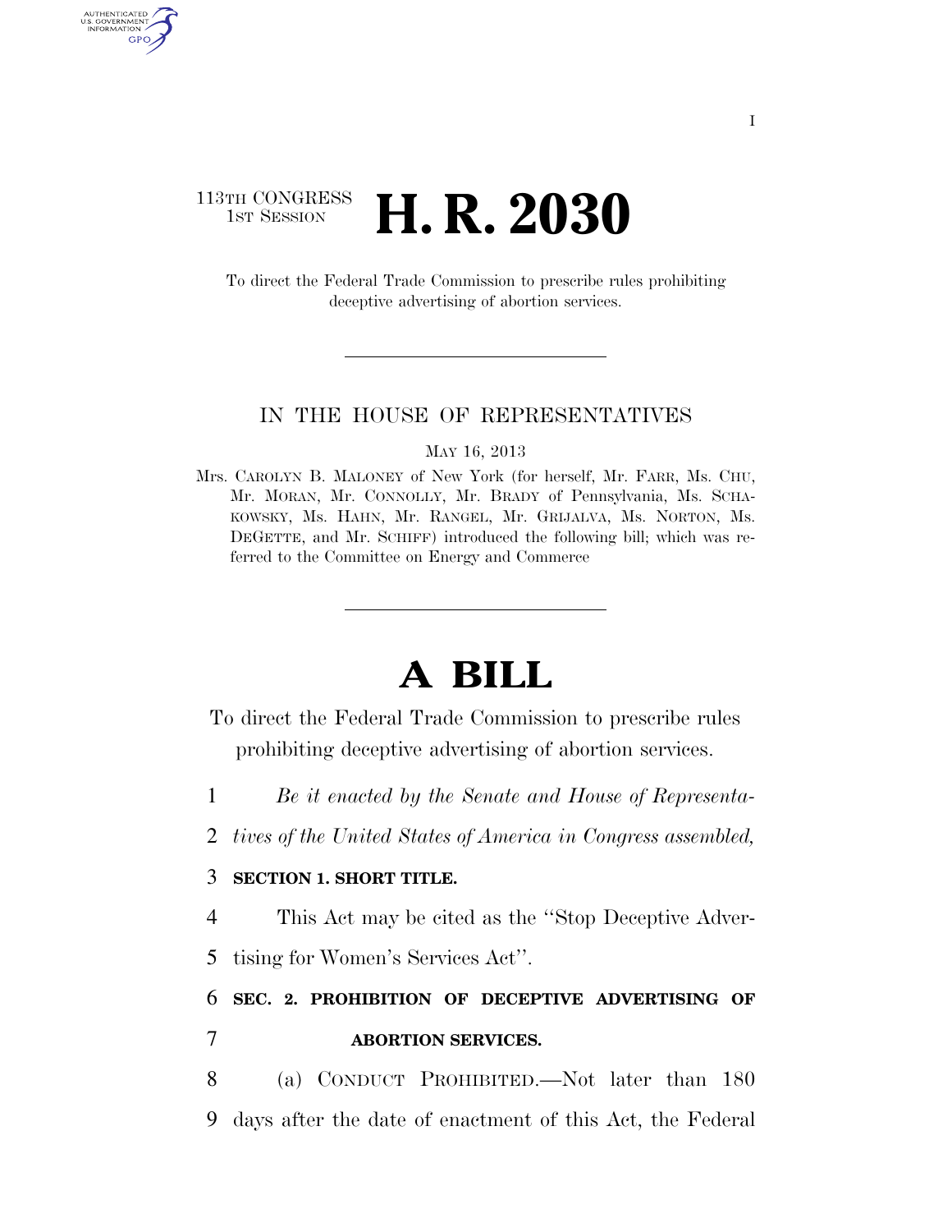113TH CONGRESS
1ST SESSION

# H. R. 2030

To direct the Federal Trade Commission to prescribe rules prohibiting deceptive advertising of abortion services.

IN THE HOUSE OF REPRESENTATIVES

MAY 16, 2013

Mrs. CAROLYN B. MALONEY of New York (for herself, Mr. FARR, Ms. CHU, Mr. MORAN, Mr. CONNOLLY, Mr. BRADY of Pennsylvania, Ms. SCHAKOWSKY, Ms. HAHN, Mr. RANGEL, Mr. GRIJALVA, Ms. NORTON, Ms. DEGETTE, and Mr. SCHIFF) introduced the following bill; which was referred to the Committee on Energy and Commerce

# A BILL

To direct the Federal Trade Commission to prescribe rules prohibiting deceptive advertising of abortion services.

1 *Be it enacted by the Senate and House of Representa-*
2 *tives of the United States of America in Congress assembled,*

3 **SECTION 1. SHORT TITLE.**

4 This Act may be cited as the ''Stop Deceptive Adver-
5 tising for Women's Services Act''.

6 **SEC. 2. PROHIBITION OF DECEPTIVE ADVERTISING OF**
7 **ABORTION SERVICES.**

8 (a) CONDUCT PROHIBITED.—Not later than 180
9 days after the date of enactment of this Act, the Federal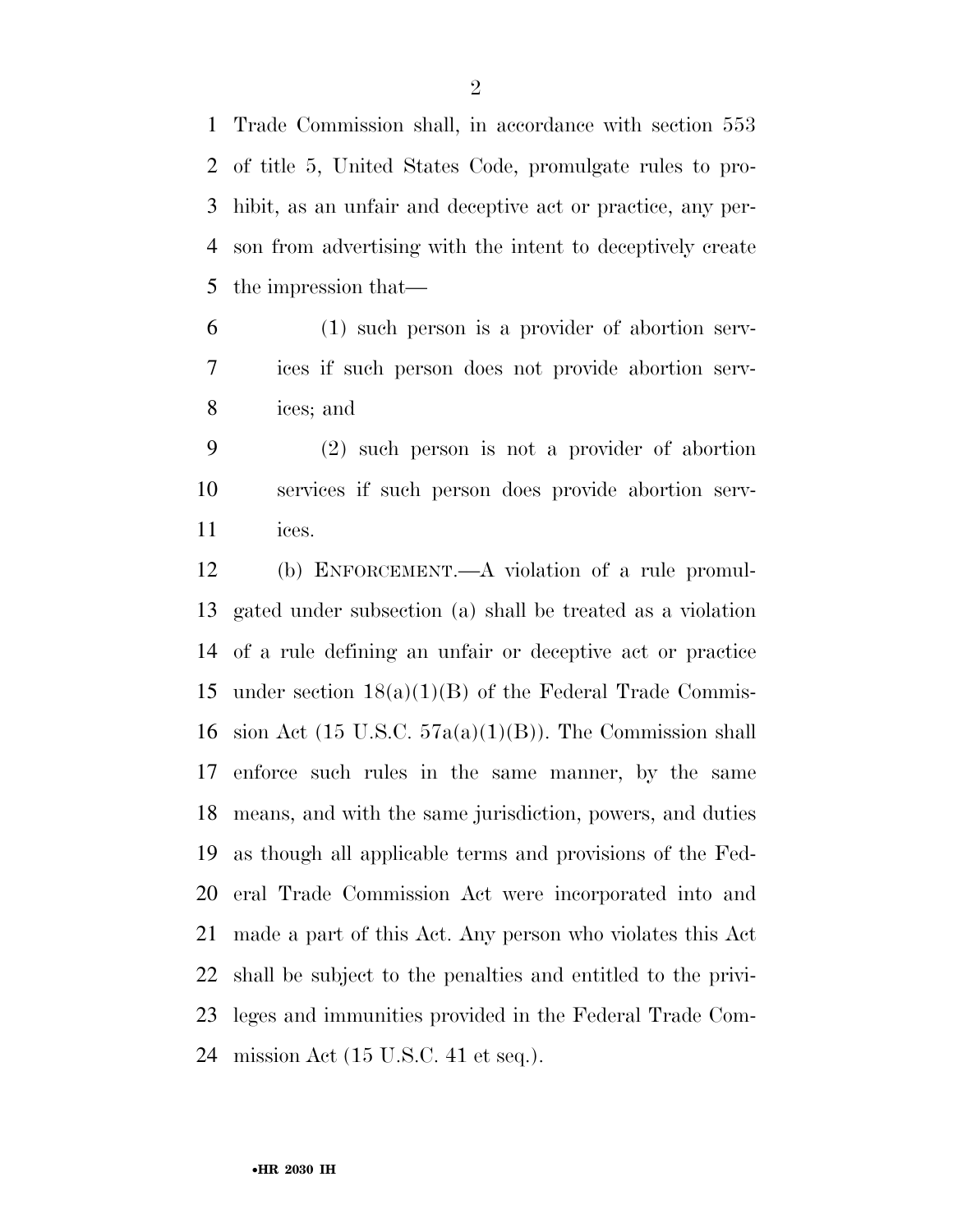Trade Commission shall, in accordance with section 553 of title 5, United States Code, promulgate rules to prohibit, as an unfair and deceptive act or practice, any person from advertising with the intent to deceptively create the impression that—

(1) such person is a provider of abortion services if such person does not provide abortion services; and

(2) such person is not a provider of abortion services if such person does provide abortion services.

(b) ENFORCEMENT.—A violation of a rule promulgated under subsection (a) shall be treated as a violation of a rule defining an unfair or deceptive act or practice under section 18(a)(1)(B) of the Federal Trade Commission Act (15 U.S.C. 57a(a)(1)(B)). The Commission shall enforce such rules in the same manner, by the same means, and with the same jurisdiction, powers, and duties as though all applicable terms and provisions of the Federal Trade Commission Act were incorporated into and made a part of this Act. Any person who violates this Act shall be subject to the penalties and entitled to the privileges and immunities provided in the Federal Trade Commission Act (15 U.S.C. 41 et seq.).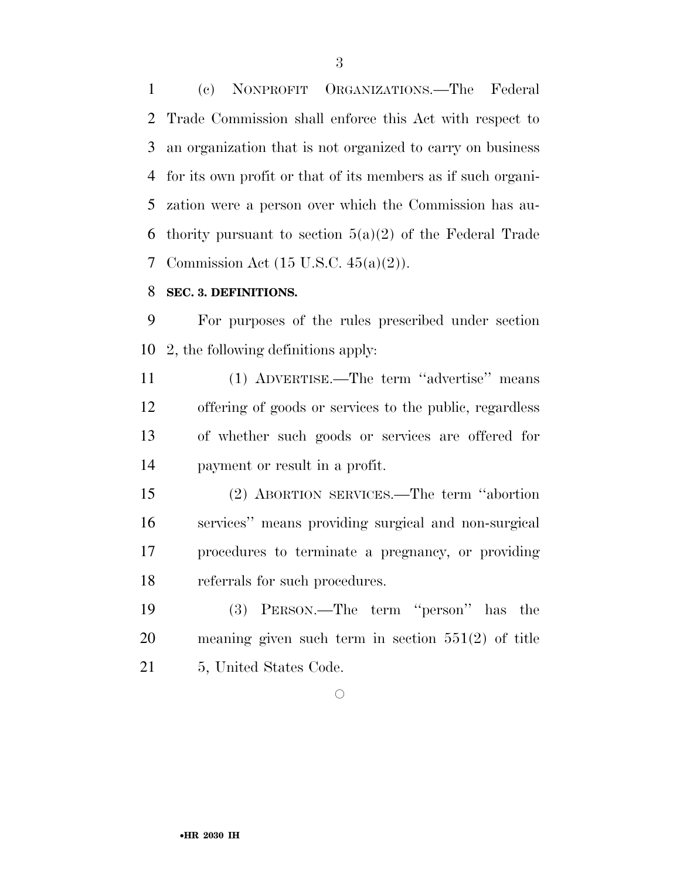(c) NONPROFIT ORGANIZATIONS.—The Federal Trade Commission shall enforce this Act with respect to an organization that is not organized to carry on business for its own profit or that of its members as if such organization were a person over which the Commission has authority pursuant to section 5(a)(2) of the Federal Trade Commission Act (15 U.S.C. 45(a)(2)).

**SEC. 3. DEFINITIONS.**

For purposes of the rules prescribed under section 2, the following definitions apply:

(1) ADVERTISE.—The term ''advertise'' means offering of goods or services to the public, regardless of whether such goods or services are offered for payment or result in a profit.

(2) ABORTION SERVICES.—The term ''abortion services'' means providing surgical and non-surgical procedures to terminate a pregnancy, or providing referrals for such procedures.

(3) PERSON.—The term ''person'' has the meaning given such term in section 551(2) of title 5, United States Code.

○